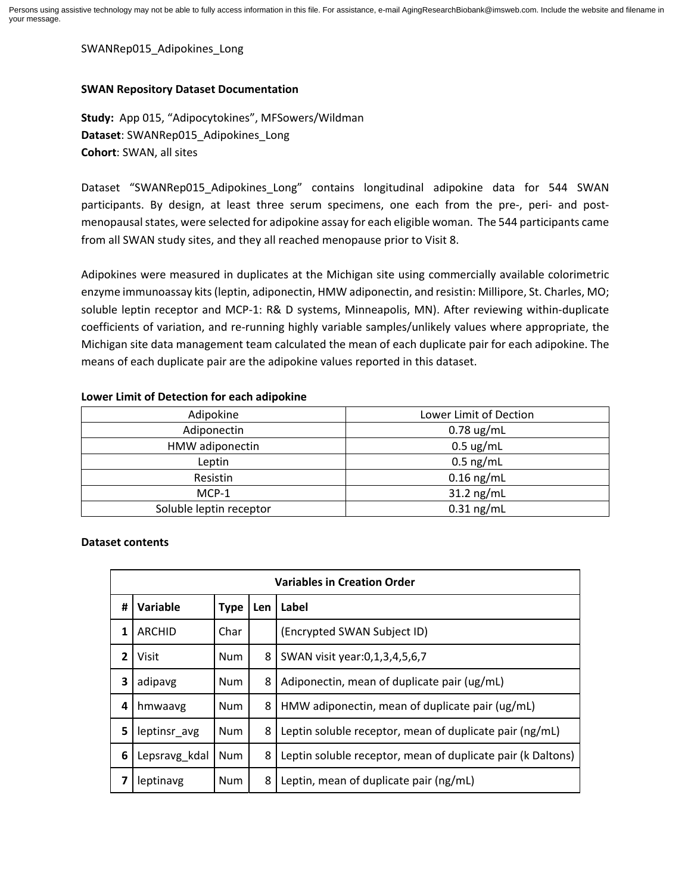Persons using assistive technology may not be able to fully access information in this file. For assistance, e-mail AgingResearchBiobank@imsweb.com. Include the website and filename in your message.

SWANRep015_Adipokines_Long

**SWAN Repository Dataset Documentation**

**Study:** App 015, "Adipocytokines", MFSowers/Wildman
**Dataset**: SWANRep015_Adipokines_Long
**Cohort**: SWAN, all sites

Dataset "SWANRep015_Adipokines_Long" contains longitudinal adipokine data for 544 SWAN participants. By design, at least three serum specimens, one each from the pre-, peri- and post-menopausal states, were selected for adipokine assay for each eligible woman. The 544 participants came from all SWAN study sites, and they all reached menopause prior to Visit 8.

Adipokines were measured in duplicates at the Michigan site using commercially available colorimetric enzyme immunoassay kits (leptin, adiponectin, HMW adiponectin, and resistin: Millipore, St. Charles, MO; soluble leptin receptor and MCP-1: R& D systems, Minneapolis, MN). After reviewing within-duplicate coefficients of variation, and re-running highly variable samples/unlikely values where appropriate, the Michigan site data management team calculated the mean of each duplicate pair for each adipokine. The means of each duplicate pair are the adipokine values reported in this dataset.

**Lower Limit of Detection for each adipokine**

| Adipokine | Lower Limit of Dection |
|---|---|
| Adiponectin | 0.78 ug/mL |
| HMW adiponectin | 0.5 ug/mL |
| Leptin | 0.5 ng/mL |
| Resistin | 0.16 ng/mL |
| MCP-1 | 31.2 ng/mL |
| Soluble leptin receptor | 0.31 ng/mL |

**Dataset contents**

| Variables in Creation Order | | | | |
|---|---|---|---|---|
| **#** | **Variable** | **Type** | **Len** | **Label** |
| 1 | ARCHID | Char | | (Encrypted SWAN Subject ID) |
| 2 | Visit | Num | 8 | SWAN visit year:0,1,3,4,5,6,7 |
| 3 | adipavg | Num | 8 | Adiponectin, mean of duplicate pair (ug/mL) |
| 4 | hmwaavg | Num | 8 | HMW adiponectin, mean of duplicate pair (ug/mL) |
| 5 | leptinsr_avg | Num | 8 | Leptin soluble receptor, mean of duplicate pair (ng/mL) |
| 6 | Lepsravg_kdal | Num | 8 | Leptin soluble receptor, mean of duplicate pair (k Daltons) |
| 7 | leptinavg | Num | 8 | Leptin, mean of duplicate pair (ng/mL) |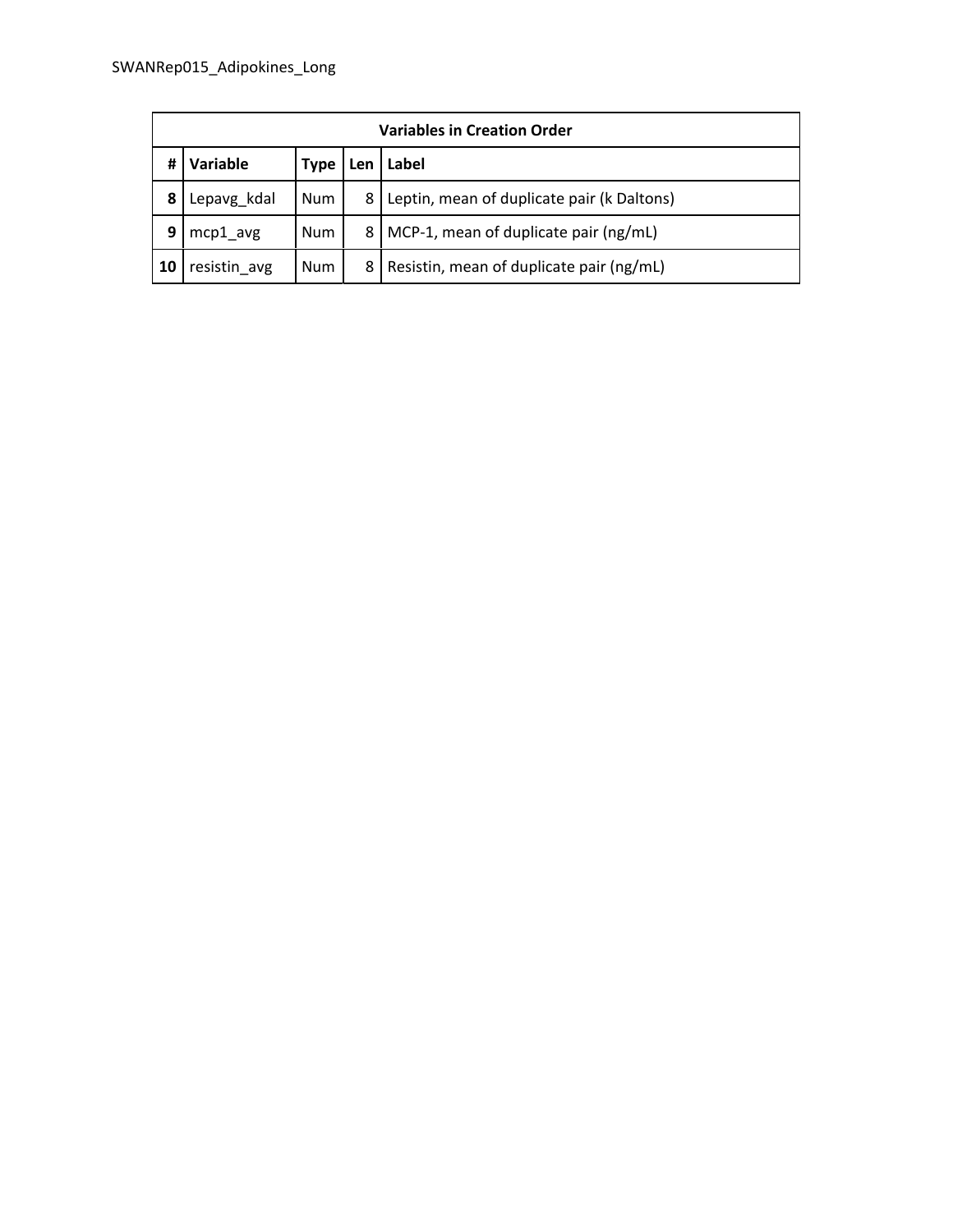| Variables in Creation Order | | | | |
|---|---|---|---|---|
| # | Variable | Type | Len | Label |
| 8 | Lepavg_kdal | Num | 8 | Leptin, mean of duplicate pair (k Daltons) |
| 9 | mcp1_avg | Num | 8 | MCP-1, mean of duplicate pair (ng/mL) |
| 10 | resistin_avg | Num | 8 | Resistin, mean of duplicate pair (ng/mL) |